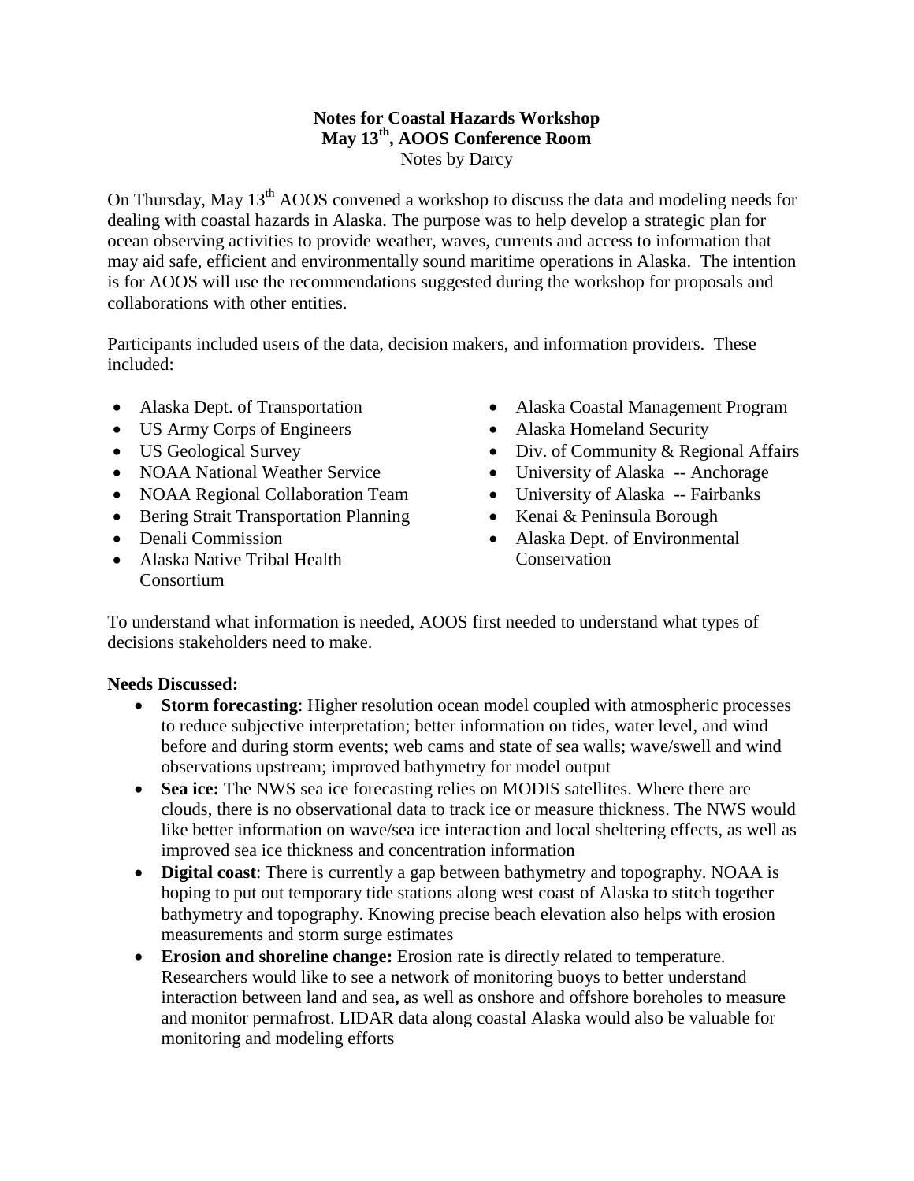**Notes for Coastal Hazards Workshop**
**May 13th, AOOS Conference Room**
Notes by Darcy

On Thursday, May 13th AOOS convened a workshop to discuss the data and modeling needs for dealing with coastal hazards in Alaska. The purpose was to help develop a strategic plan for ocean observing activities to provide weather, waves, currents and access to information that may aid safe, efficient and environmentally sound maritime operations in Alaska. The intention is for AOOS will use the recommendations suggested during the workshop for proposals and collaborations with other entities.

Participants included users of the data, decision makers, and information providers. These included:

- Alaska Dept. of Transportation
- US Army Corps of Engineers
- US Geological Survey
- NOAA National Weather Service
- NOAA Regional Collaboration Team
- Bering Strait Transportation Planning
- Denali Commission
- Alaska Native Tribal Health Consortium
- Alaska Coastal Management Program
- Alaska Homeland Security
- Div. of Community & Regional Affairs
- University of Alaska -- Anchorage
- University of Alaska -- Fairbanks
- Kenai & Peninsula Borough
- Alaska Dept. of Environmental Conservation

To understand what information is needed, AOOS first needed to understand what types of decisions stakeholders need to make.

**Needs Discussed:**

- **Storm forecasting**: Higher resolution ocean model coupled with atmospheric processes to reduce subjective interpretation; better information on tides, water level, and wind before and during storm events; web cams and state of sea walls; wave/swell and wind observations upstream; improved bathymetry for model output
- **Sea ice:** The NWS sea ice forecasting relies on MODIS satellites. Where there are clouds, there is no observational data to track ice or measure thickness. The NWS would like better information on wave/sea ice interaction and local sheltering effects, as well as improved sea ice thickness and concentration information
- **Digital coast**: There is currently a gap between bathymetry and topography. NOAA is hoping to put out temporary tide stations along west coast of Alaska to stitch together bathymetry and topography. Knowing precise beach elevation also helps with erosion measurements and storm surge estimates
- **Erosion and shoreline change:** Erosion rate is directly related to temperature. Researchers would like to see a network of monitoring buoys to better understand interaction between land and sea**,** as well as onshore and offshore boreholes to measure and monitor permafrost. LIDAR data along coastal Alaska would also be valuable for monitoring and modeling efforts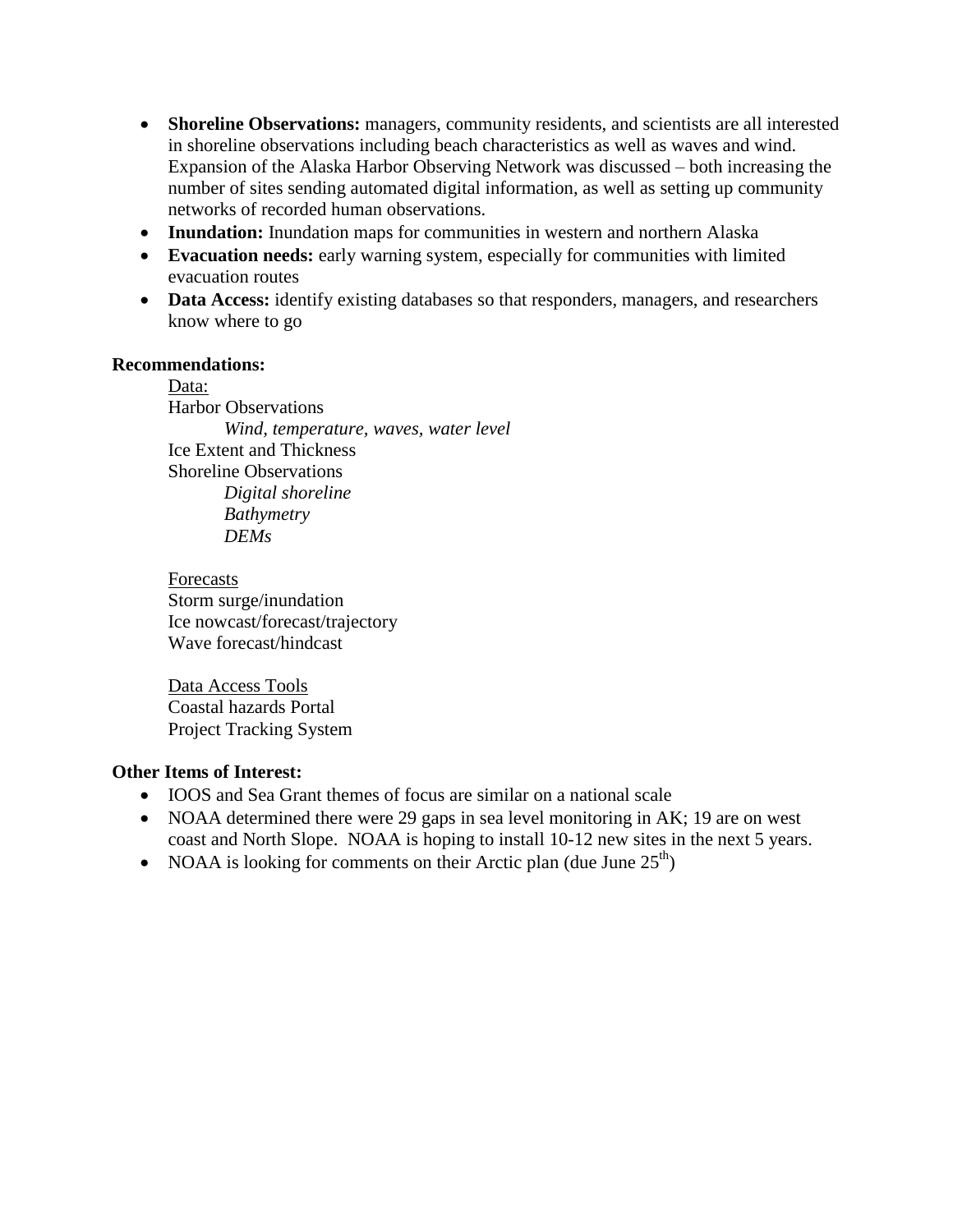- **Shoreline Observations:** managers, community residents, and scientists are all interested in shoreline observations including beach characteristics as well as waves and wind. Expansion of the Alaska Harbor Observing Network was discussed – both increasing the number of sites sending automated digital information, as well as setting up community networks of recorded human observations.
- **Inundation:** Inundation maps for communities in western and northern Alaska
- **Evacuation needs:** early warning system, especially for communities with limited evacuation routes
- **Data Access:** identify existing databases so that responders, managers, and researchers know where to go

**Recommendations:**

Data:

Harbor Observations

*Wind, temperature, waves, water level*

Ice Extent and Thickness

Shoreline Observations

*Digital shoreline*

*Bathymetry*

*DEMs*

Forecasts

Storm surge/inundation

Ice nowcast/forecast/trajectory

Wave forecast/hindcast

Data Access Tools

Coastal hazards Portal

Project Tracking System

**Other Items of Interest:**

- IOOS and Sea Grant themes of focus are similar on a national scale
- NOAA determined there were 29 gaps in sea level monitoring in AK; 19 are on west coast and North Slope. NOAA is hoping to install 10-12 new sites in the next 5 years.
- NOAA is looking for comments on their Arctic plan (due June 25th)